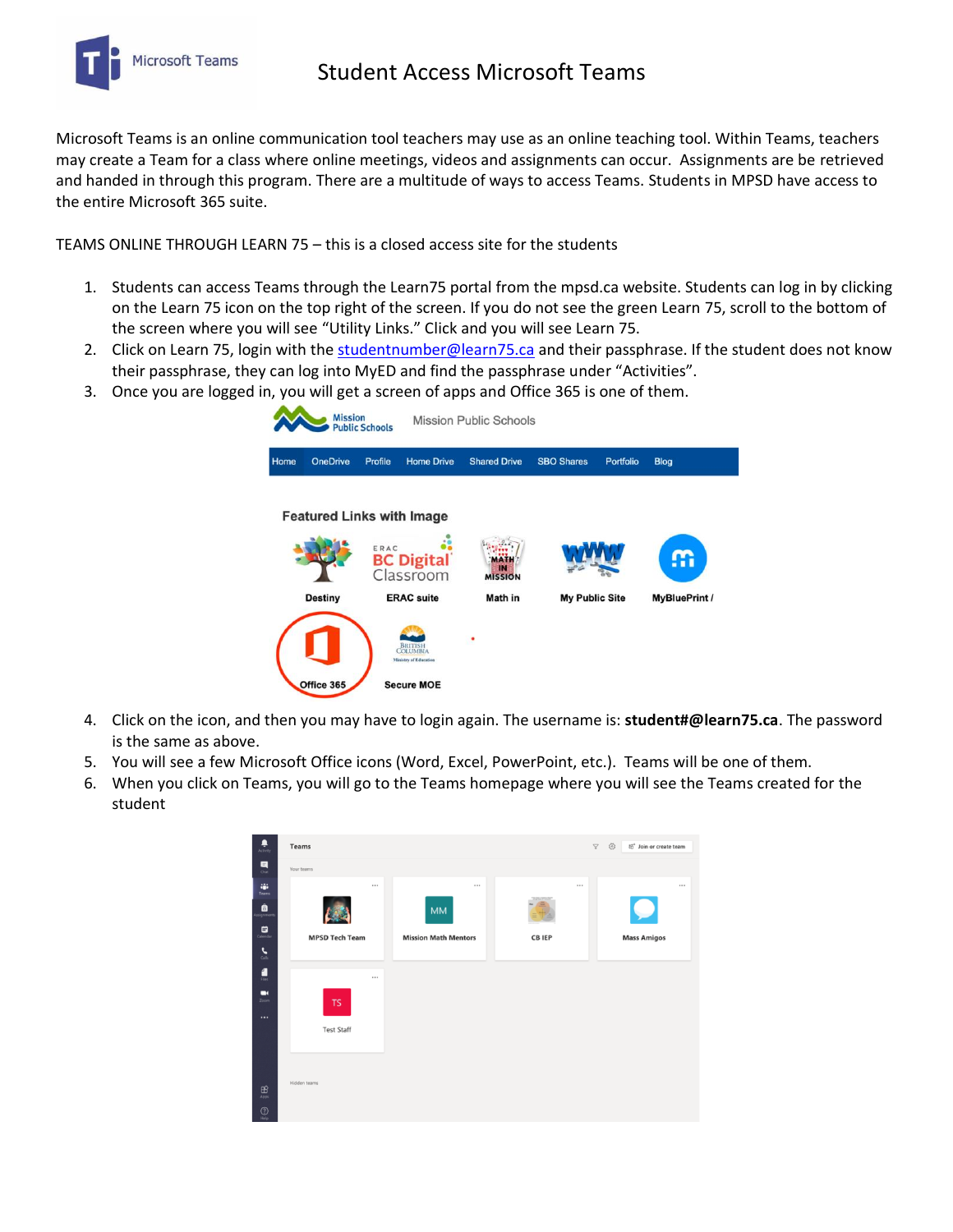# Student Access Microsoft Teams

Microsoft Teams is an online communication tool teachers may use as an online teaching tool. Within Teams, teachers may create a Team for a class where online meetings, videos and assignments can occur. Assignments are be retrieved and handed in through this program. There are a multitude of ways to access Teams. Students in MPSD have access to the entire Microsoft 365 suite.

TEAMS ONLINE THROUGH LEARN 75 – this is a closed access site for the students

1. Students can access Teams through the Learn75 portal from the mpsd.ca website. Students can log in by clicking on the Learn 75 icon on the top right of the screen. If you do not see the green Learn 75, scroll to the bottom of the screen where you will see "Utility Links." Click and you will see Learn 75.
2. Click on Learn 75, login with the studentnumber@learn75.ca and their passphrase. If the student does not know their passphrase, they can log into MyED and find the passphrase under "Activities".
3. Once you are logged in, you will get a screen of apps and Office 365 is one of them.
4. Click on the icon, and then you may have to login again. The username is: **student#@learn75.ca**. The password is the same as above.
5. You will see a few Microsoft Office icons (Word, Excel, PowerPoint, etc.). Teams will be one of them.
6. When you click on Teams, you will go to the Teams homepage where you will see the Teams created for the student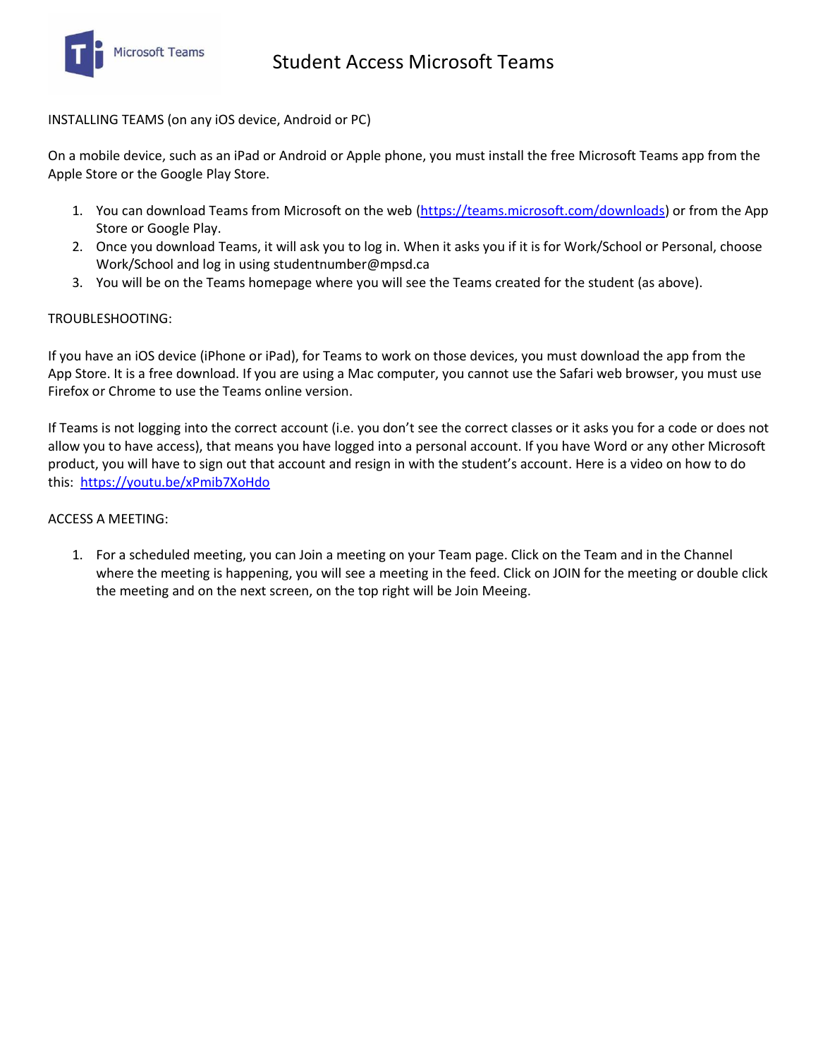Microsoft Teams

# Student Access Microsoft Teams

INSTALLING TEAMS (on any iOS device, Android or PC)

On a mobile device, such as an iPad or Android or Apple phone, you must install the free Microsoft Teams app from the Apple Store or the Google Play Store.

1. You can download Teams from Microsoft on the web (https://teams.microsoft.com/downloads) or from the App Store or Google Play.
2. Once you download Teams, it will ask you to log in. When it asks you if it is for Work/School or Personal, choose Work/School and log in using studentnumber@mpsd.ca
3. You will be on the Teams homepage where you will see the Teams created for the student (as above).

TROUBLESHOOTING:

If you have an iOS device (iPhone or iPad), for Teams to work on those devices, you must download the app from the App Store. It is a free download. If you are using a Mac computer, you cannot use the Safari web browser, you must use Firefox or Chrome to use the Teams online version.

If Teams is not logging into the correct account (i.e. you don't see the correct classes or it asks you for a code or does not allow you to have access), that means you have logged into a personal account. If you have Word or any other Microsoft product, you will have to sign out that account and resign in with the student's account. Here is a video on how to do this: https://youtu.be/xPmib7XoHdo

ACCESS A MEETING:

1. For a scheduled meeting, you can Join a meeting on your Team page. Click on the Team and in the Channel where the meeting is happening, you will see a meeting in the feed. Click on JOIN for the meeting or double click the meeting and on the next screen, on the top right will be Join Meeing.